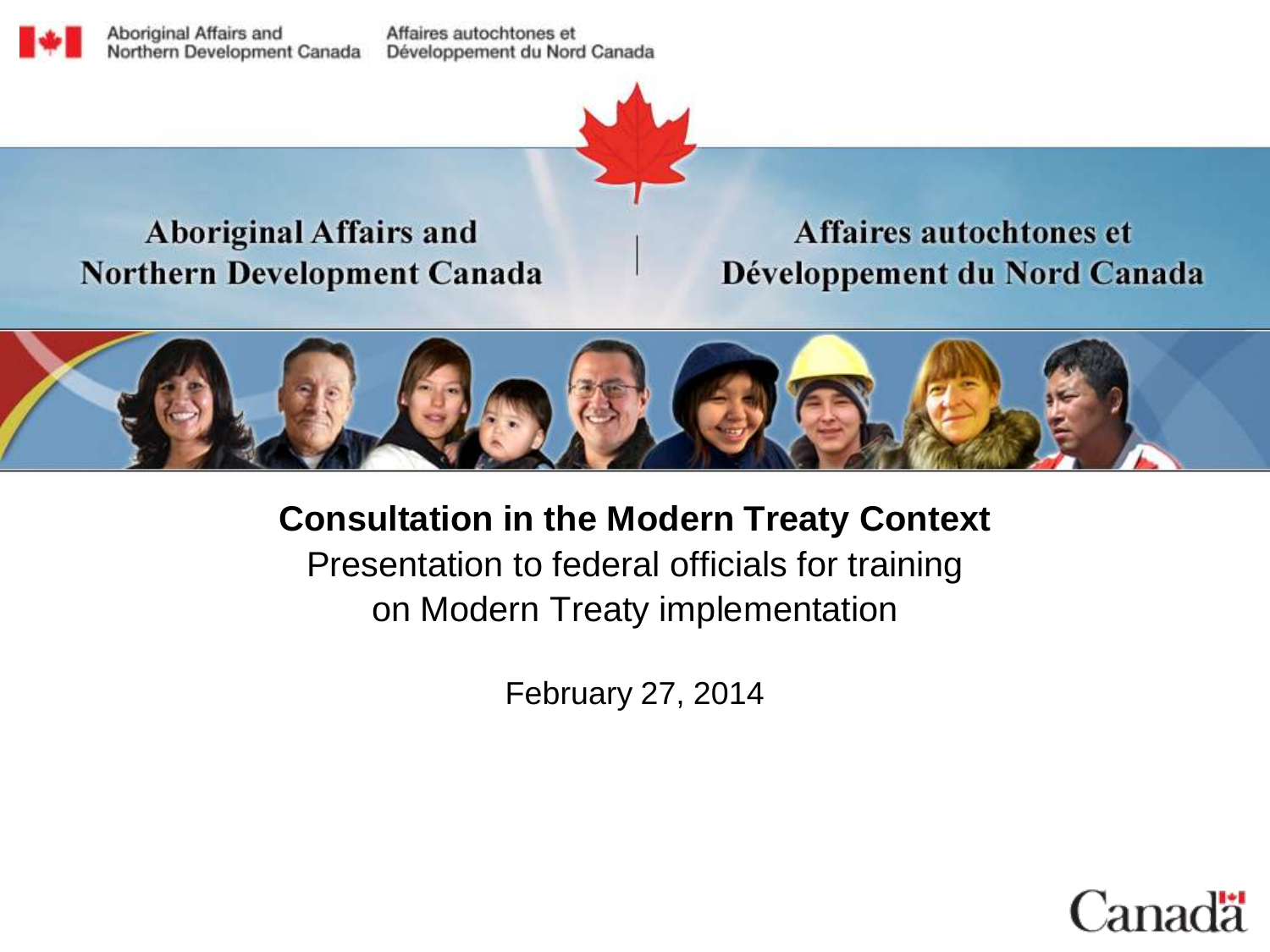Aboriginal Affairs and Northern Development Canada | Affaires autochtones et Développement du Nord Canada

# Consultation in the Modern Treaty Context

Presentation to federal officials for training on Modern Treaty implementation

February 27, 2014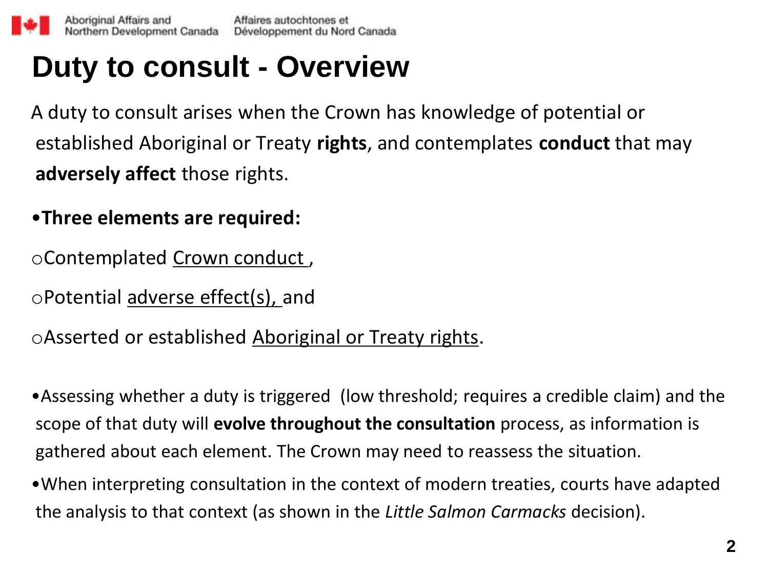# Duty to consult - Overview

A duty to consult arises when the Crown has knowledge of potential or established Aboriginal or Treaty **rights**, and contemplates **conduct** that may **adversely affect** those rights.

- **Three elements are required:**
  - Contemplated Crown conduct ,
  - Potential adverse effect(s), and
  - Asserted or established Aboriginal or Treaty rights.

- Assessing whether a duty is triggered (low threshold; requires a credible claim) and the scope of that duty will **evolve throughout the consultation** process, as information is gathered about each element. The Crown may need to reassess the situation.
- When interpreting consultation in the context of modern treaties, courts have adapted the analysis to that context (as shown in the *Little Salmon Carmacks* decision).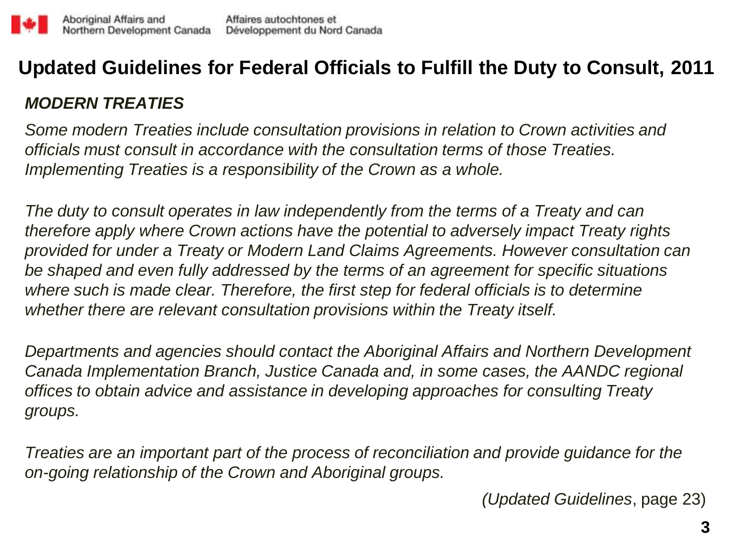# Updated Guidelines for Federal Officials to Fulfill the Duty to Consult, 2011

## *MODERN TREATIES*

*Some modern Treaties include consultation provisions in relation to Crown activities and officials must consult in accordance with the consultation terms of those Treaties. Implementing Treaties is a responsibility of the Crown as a whole.*

*The duty to consult operates in law independently from the terms of a Treaty and can therefore apply where Crown actions have the potential to adversely impact Treaty rights provided for under a Treaty or Modern Land Claims Agreements. However consultation can be shaped and even fully addressed by the terms of an agreement for specific situations where such is made clear. Therefore, the first step for federal officials is to determine whether there are relevant consultation provisions within the Treaty itself.*

*Departments and agencies should contact the Aboriginal Affairs and Northern Development Canada Implementation Branch, Justice Canada and, in some cases, the AANDC regional offices to obtain advice and assistance in developing approaches for consulting Treaty groups.*

*Treaties are an important part of the process of reconciliation and provide guidance for the on-going relationship of the Crown and Aboriginal groups.*

(*Updated Guidelines*, page 23)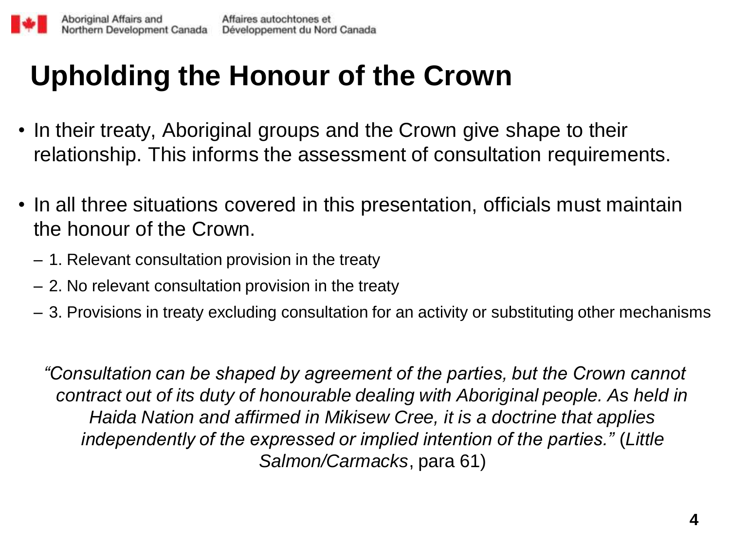# Upholding the Honour of the Crown

- In their treaty, Aboriginal groups and the Crown give shape to their relationship. This informs the assessment of consultation requirements.
- In all three situations covered in this presentation, officials must maintain the honour of the Crown.
  - 1. Relevant consultation provision in the treaty
  - 2. No relevant consultation provision in the treaty
  - 3. Provisions in treaty excluding consultation for an activity or substituting other mechanisms

*"Consultation can be shaped by agreement of the parties, but the Crown cannot contract out of its duty of honourable dealing with Aboriginal people. As held in Haida Nation and affirmed in Mikisew Cree, it is a doctrine that applies independently of the expressed or implied intention of the parties."* (*Little Salmon/Carmacks*, para 61)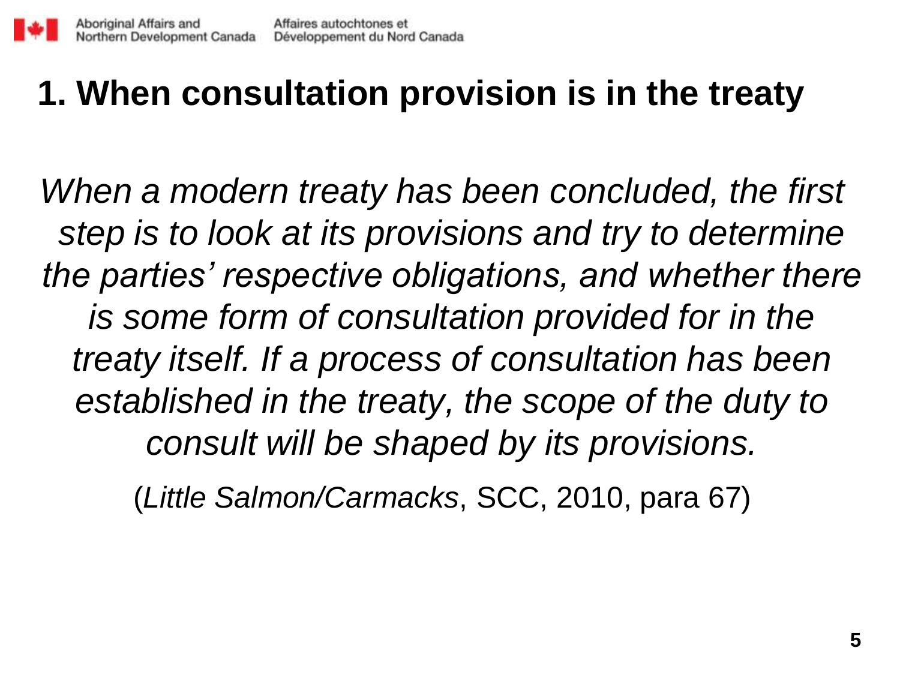# 1. When consultation provision is in the treaty

*When a modern treaty has been concluded, the first step is to look at its provisions and try to determine the parties' respective obligations, and whether there is some form of consultation provided for in the treaty itself. If a process of consultation has been established in the treaty, the scope of the duty to consult will be shaped by its provisions.*

(*Little Salmon/Carmacks*, SCC, 2010, para 67)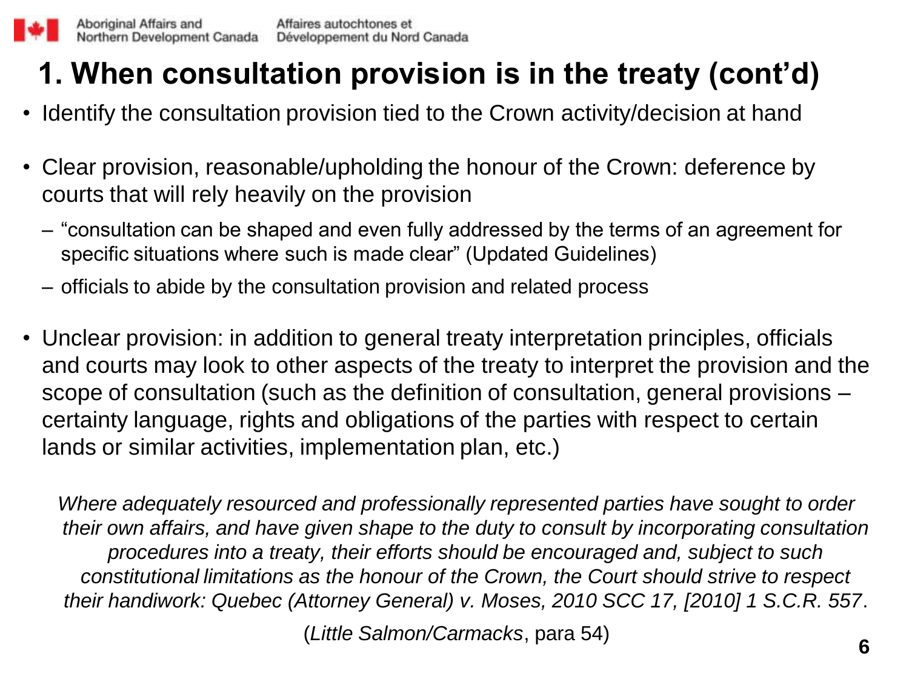# 1. When consultation provision is in the treaty (cont'd)

- Identify the consultation provision tied to the Crown activity/decision at hand
- Clear provision, reasonable/upholding the honour of the Crown: deference by courts that will rely heavily on the provision
  - "consultation can be shaped and even fully addressed by the terms of an agreement for specific situations where such is made clear" (Updated Guidelines)
  - officials to abide by the consultation provision and related process
- Unclear provision: in addition to general treaty interpretation principles, officials and courts may look to other aspects of the treaty to interpret the provision and the scope of consultation (such as the definition of consultation, general provisions – certainty language, rights and obligations of the parties with respect to certain lands or similar activities, implementation plan, etc.)

*Where adequately resourced and professionally represented parties have sought to order their own affairs, and have given shape to the duty to consult by incorporating consultation procedures into a treaty, their efforts should be encouraged and, subject to such constitutional limitations as the honour of the Crown, the Court should strive to respect their handiwork: Quebec (Attorney General) v. Moses, 2010 SCC 17, [2010] 1 S.C.R. 557*.

(*Little Salmon/Carmacks*, para 54)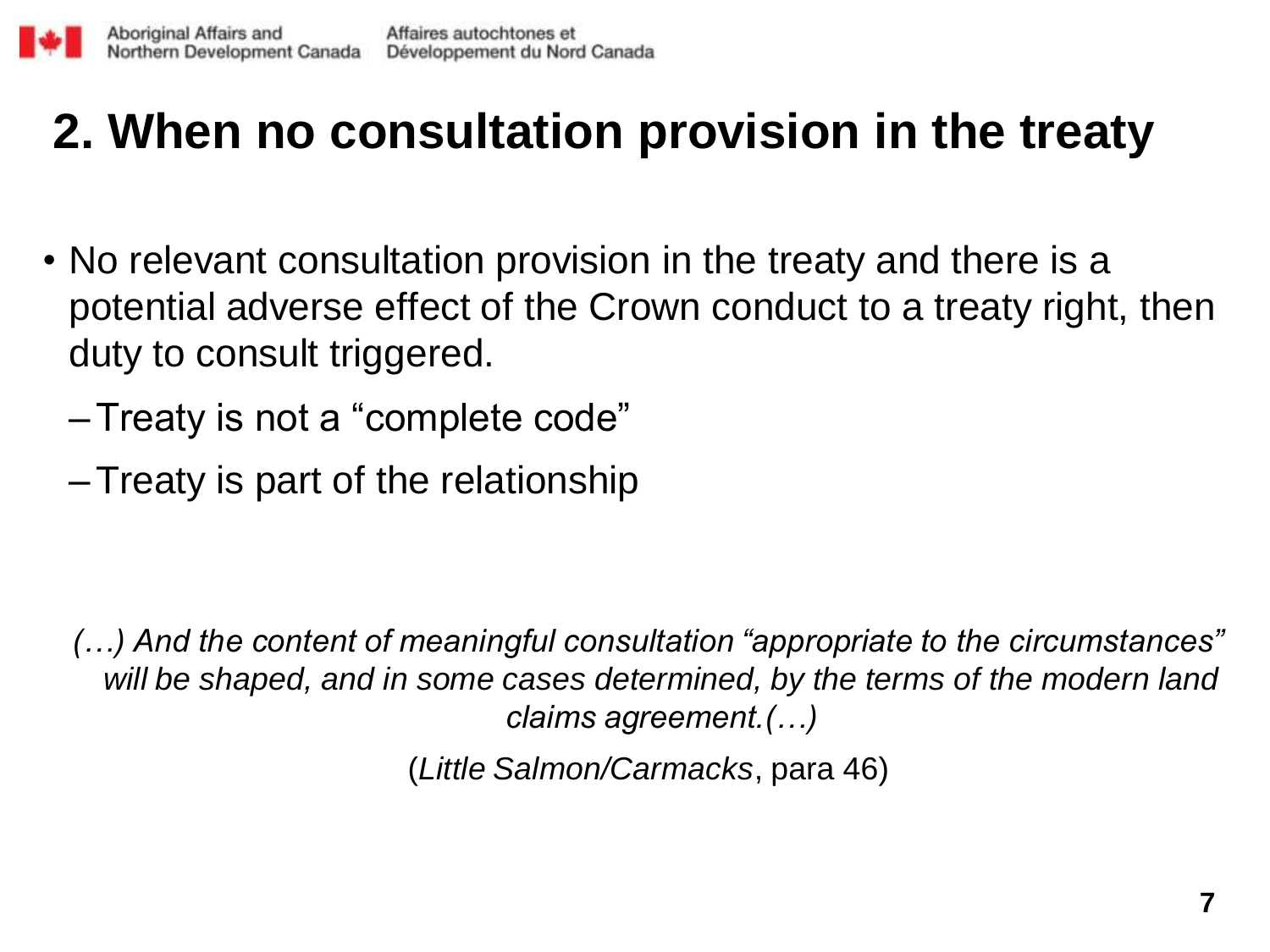# 2. When no consultation provision in the treaty

- No relevant consultation provision in the treaty and there is a potential adverse effect of the Crown conduct to a treaty right, then duty to consult triggered.
  - Treaty is not a "complete code"
  - Treaty is part of the relationship

*(…) And the content of meaningful consultation "appropriate to the circumstances" will be shaped, and in some cases determined, by the terms of the modern land claims agreement.(…)*

(*Little Salmon/Carmacks*, para 46)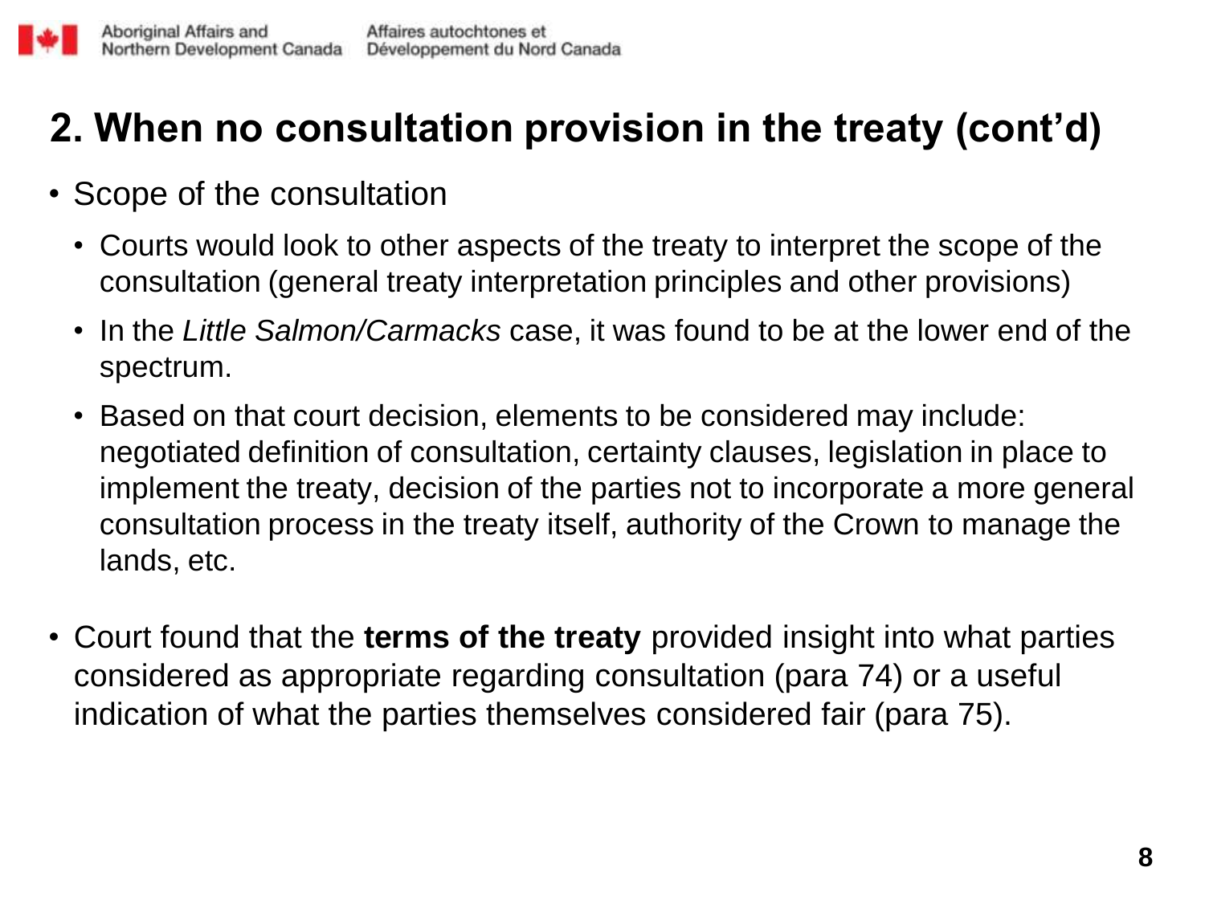# 2. When no consultation provision in the treaty (cont'd)

- Scope of the consultation
  - Courts would look to other aspects of the treaty to interpret the scope of the consultation (general treaty interpretation principles and other provisions)
  - In the *Little Salmon/Carmacks* case, it was found to be at the lower end of the spectrum.
  - Based on that court decision, elements to be considered may include: negotiated definition of consultation, certainty clauses, legislation in place to implement the treaty, decision of the parties not to incorporate a more general consultation process in the treaty itself, authority of the Crown to manage the lands, etc.

- Court found that the **terms of the treaty** provided insight into what parties considered as appropriate regarding consultation (para 74) or a useful indication of what the parties themselves considered fair (para 75).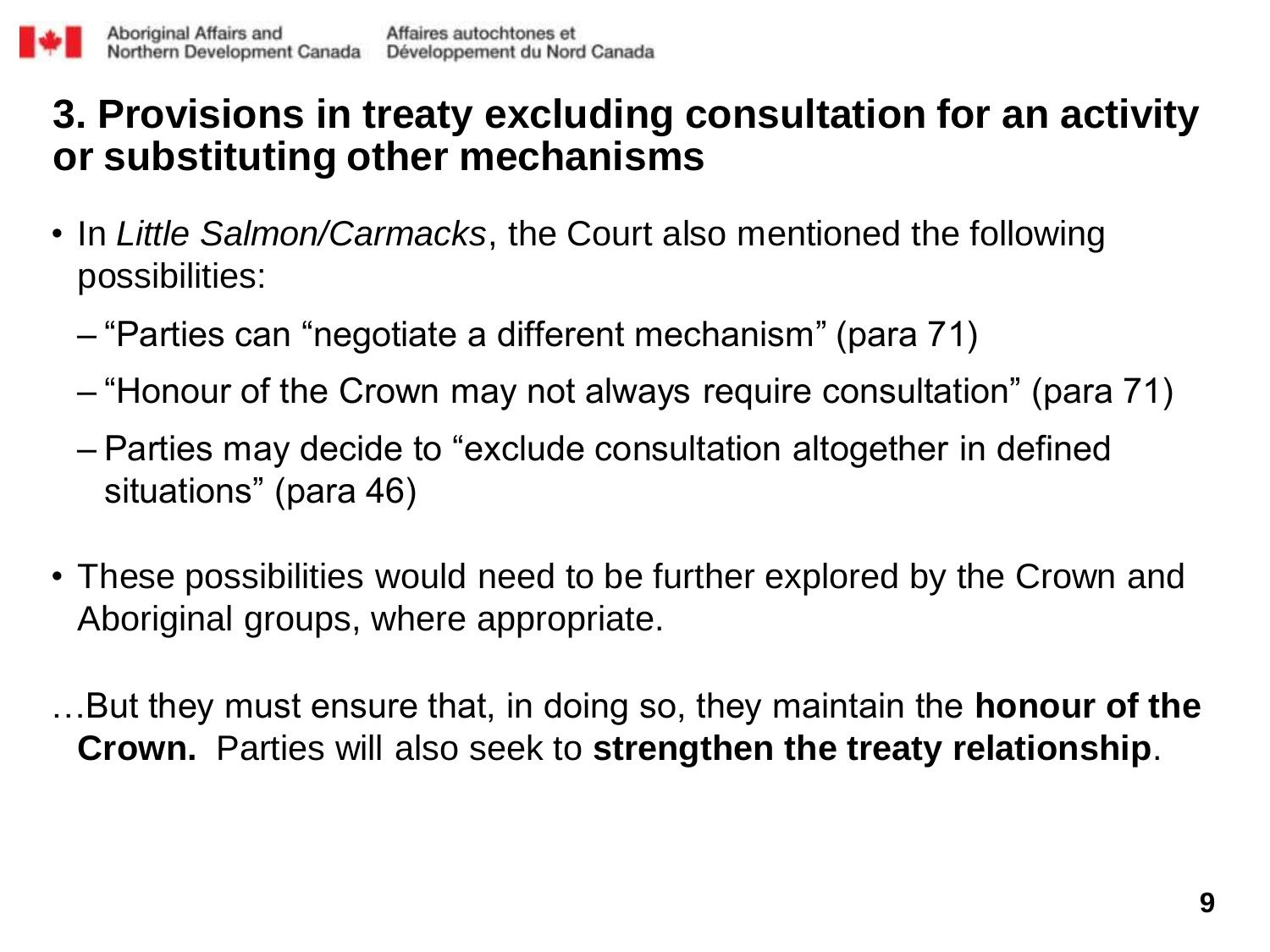## 3. Provisions in treaty excluding consultation for an activity or substituting other mechanisms

- In *Little Salmon/Carmacks*, the Court also mentioned the following possibilities:
  - "Parties can "negotiate a different mechanism" (para 71)
  - "Honour of the Crown may not always require consultation" (para 71)
  - Parties may decide to "exclude consultation altogether in defined situations" (para 46)
- These possibilities would need to be further explored by the Crown and Aboriginal groups, where appropriate.

…But they must ensure that, in doing so, they maintain the **honour of the Crown.** Parties will also seek to **strengthen the treaty relationship**.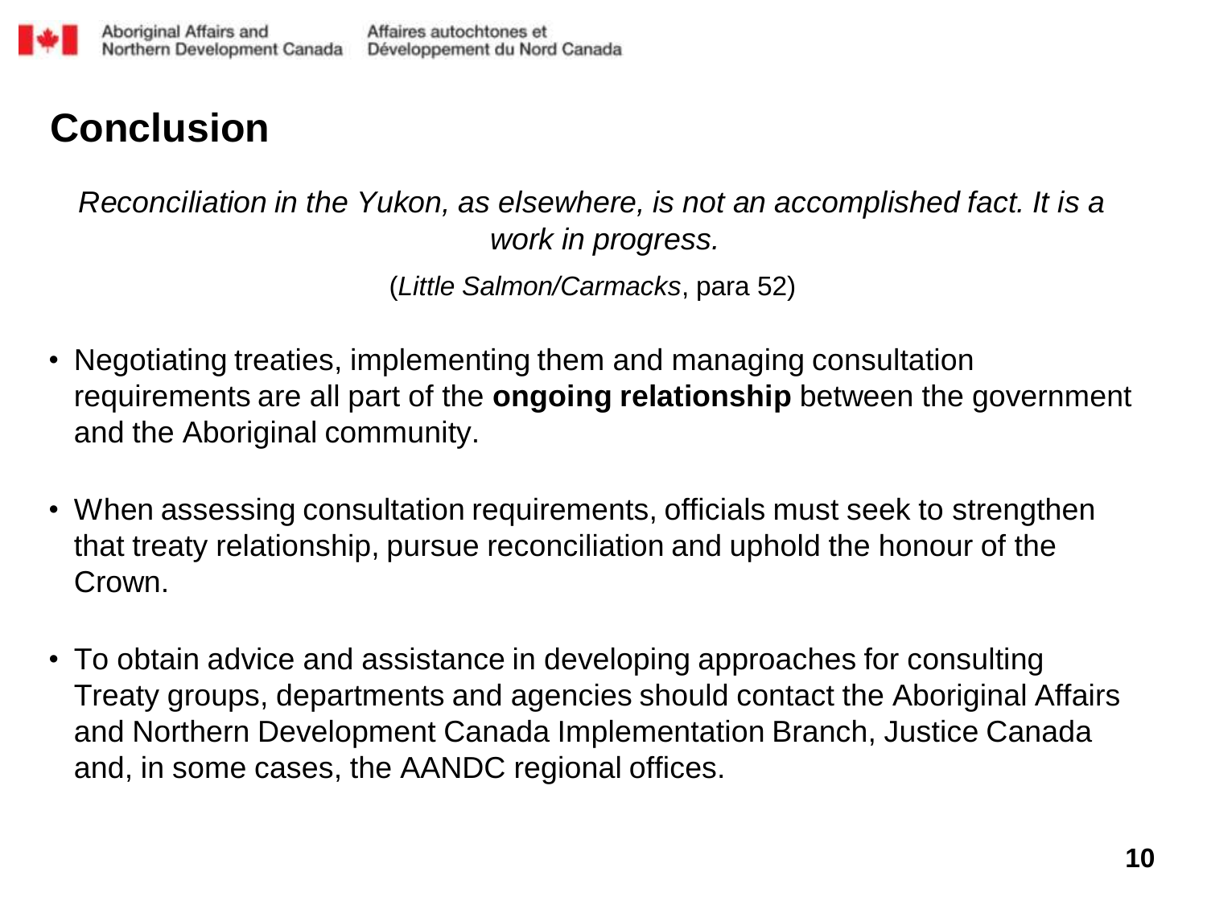# Conclusion

*Reconciliation in the Yukon, as elsewhere, is not an accomplished fact. It is a work in progress.*

(*Little Salmon/Carmacks*, para 52)

- Negotiating treaties, implementing them and managing consultation requirements are all part of the **ongoing relationship** between the government and the Aboriginal community.
- When assessing consultation requirements, officials must seek to strengthen that treaty relationship, pursue reconciliation and uphold the honour of the Crown.
- To obtain advice and assistance in developing approaches for consulting Treaty groups, departments and agencies should contact the Aboriginal Affairs and Northern Development Canada Implementation Branch, Justice Canada and, in some cases, the AANDC regional offices.